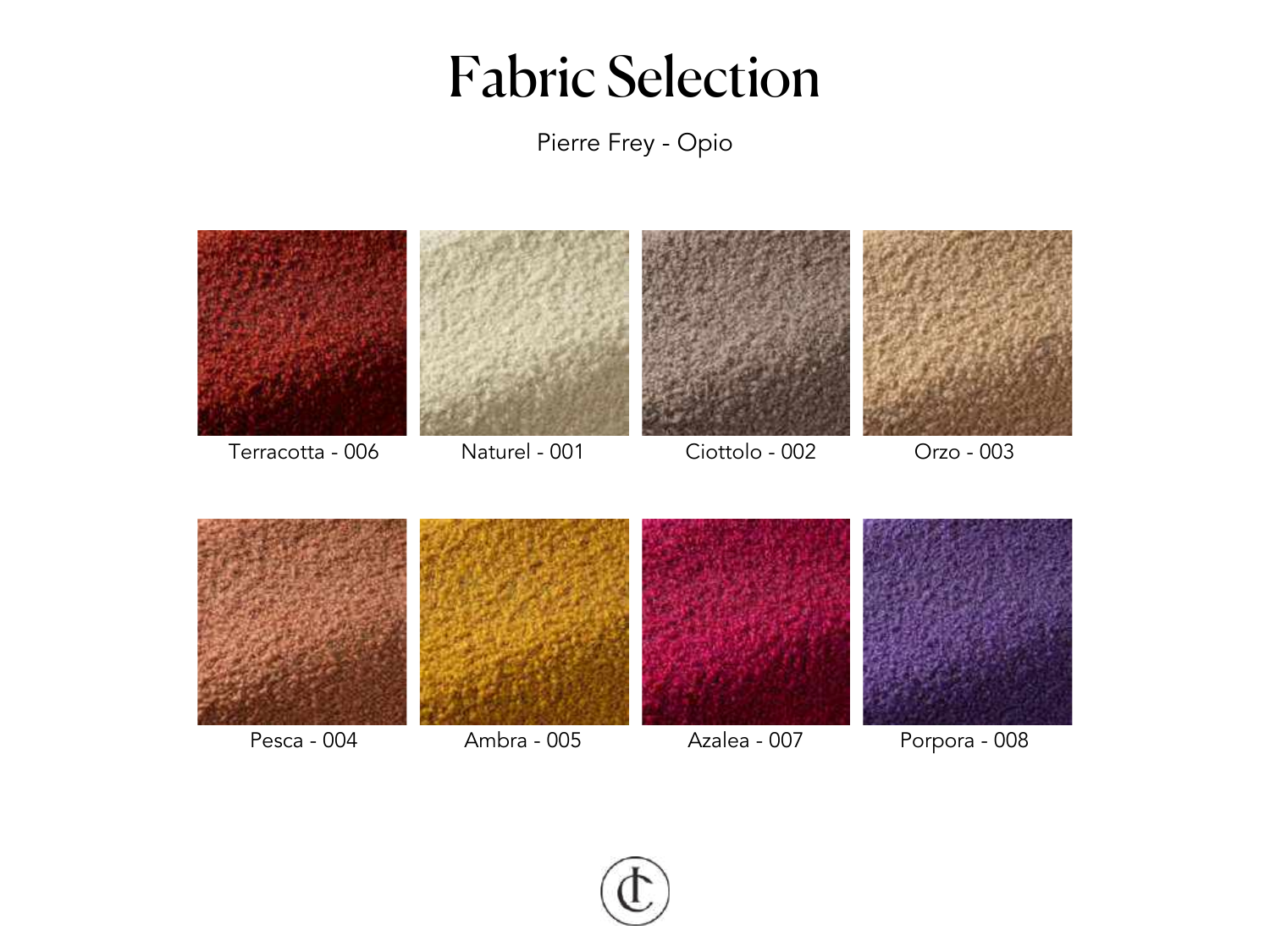# Fabric Selection

Pierre Frey - Opio

Terracotta - 006

Naturel - 001

Ciottolo - 002

Orzo - 003

Pesca - 004

Ambra - 005

Azalea - 007

Porpora - 008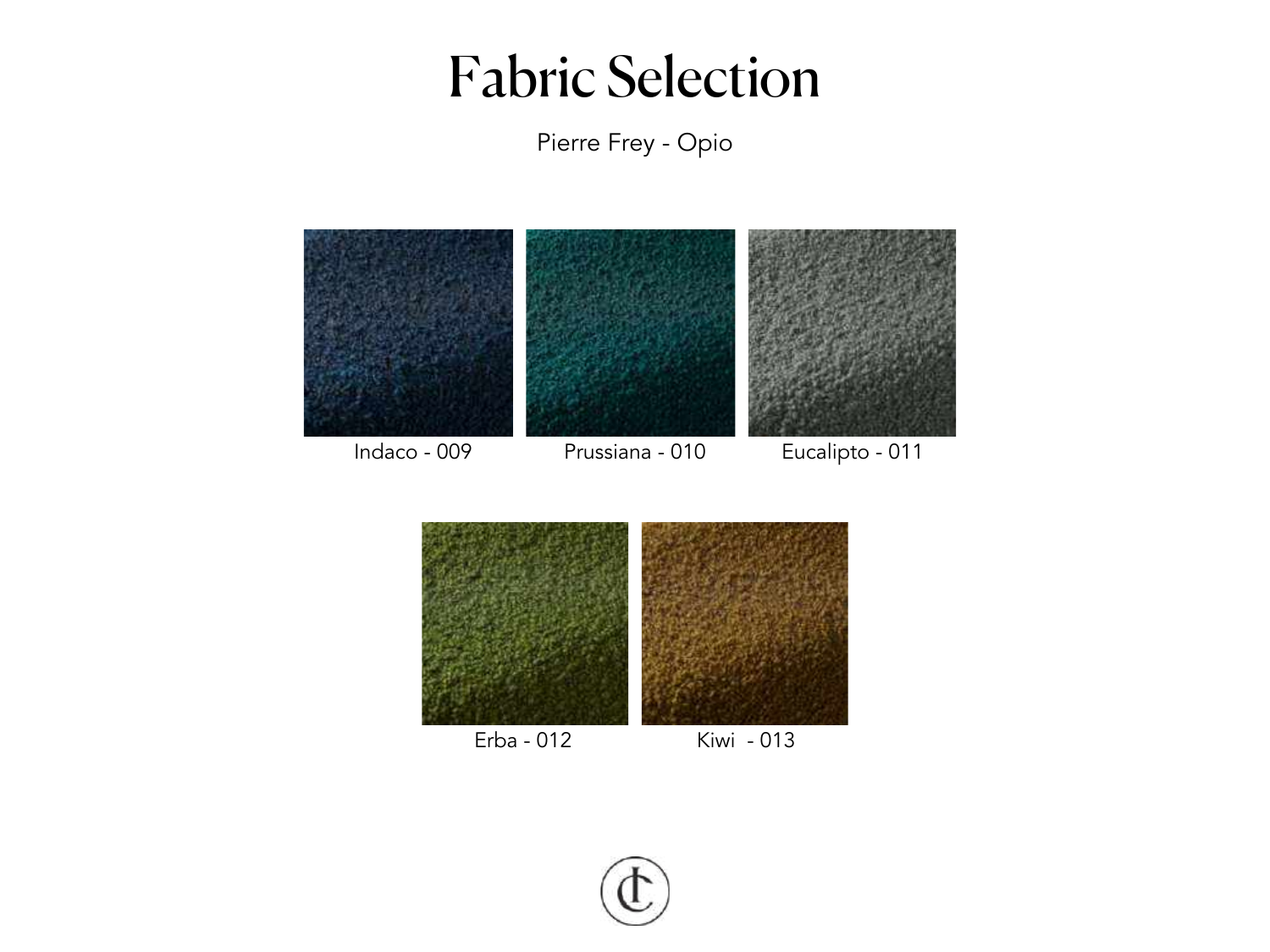# Fabric Selection

Pierre Frey - Opio

Indaco - 009

Prussiana - 010

Eucalipto - 011

Erba - 012

Kiwi - 013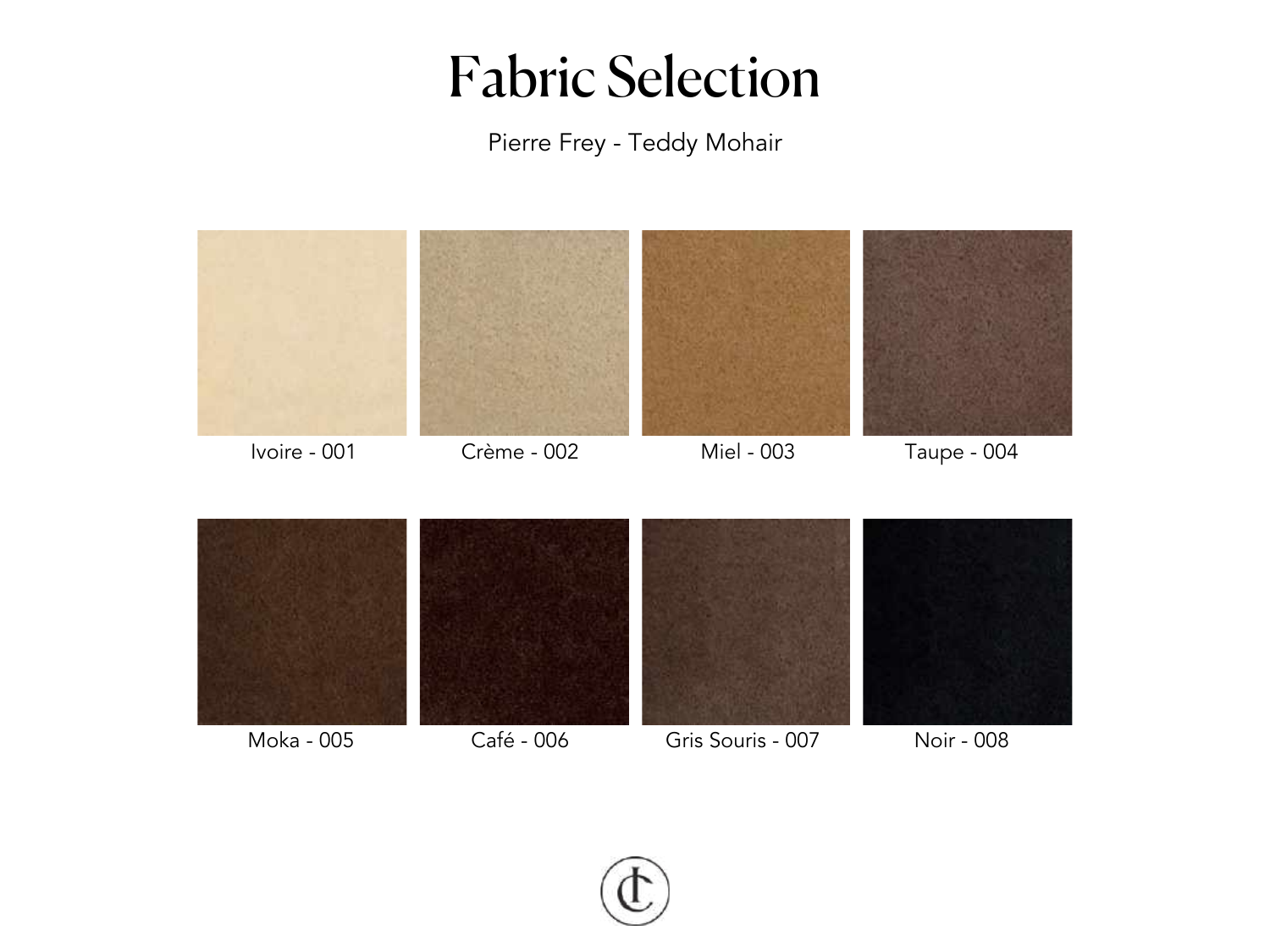# Fabric Selection

Pierre Frey - Teddy Mohair

Ivoire - 001

Crème - 002

Miel - 003

Taupe - 004

Moka - 005

Café - 006

Gris Souris - 007

Noir - 008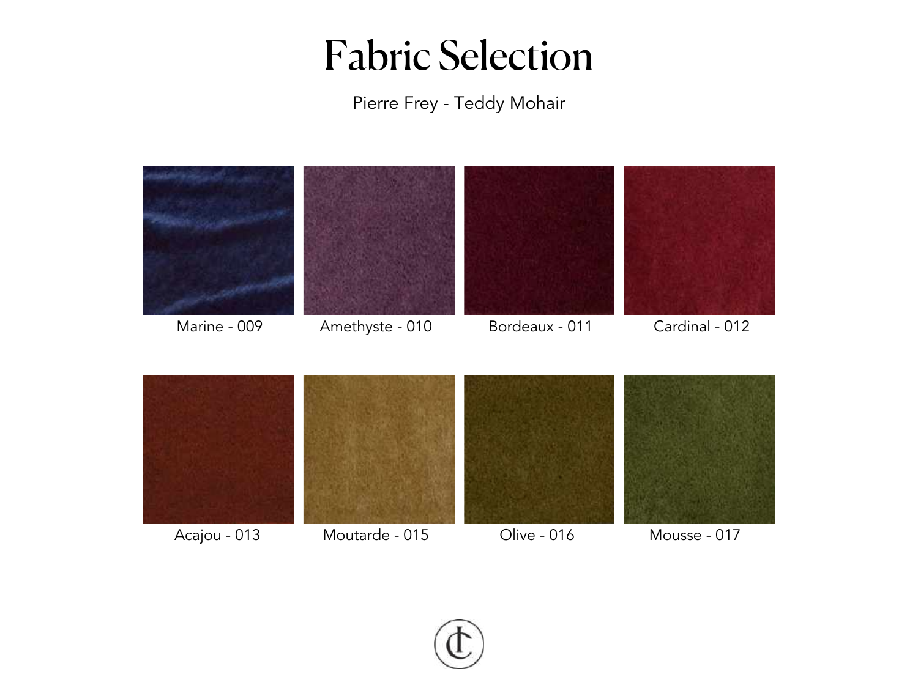# Fabric Selection

Pierre Frey - Teddy Mohair

Marine - 009

Amethyste - 010

Bordeaux - 011

Cardinal - 012

Acajou - 013

Moutarde - 015

Olive - 016

Mousse - 017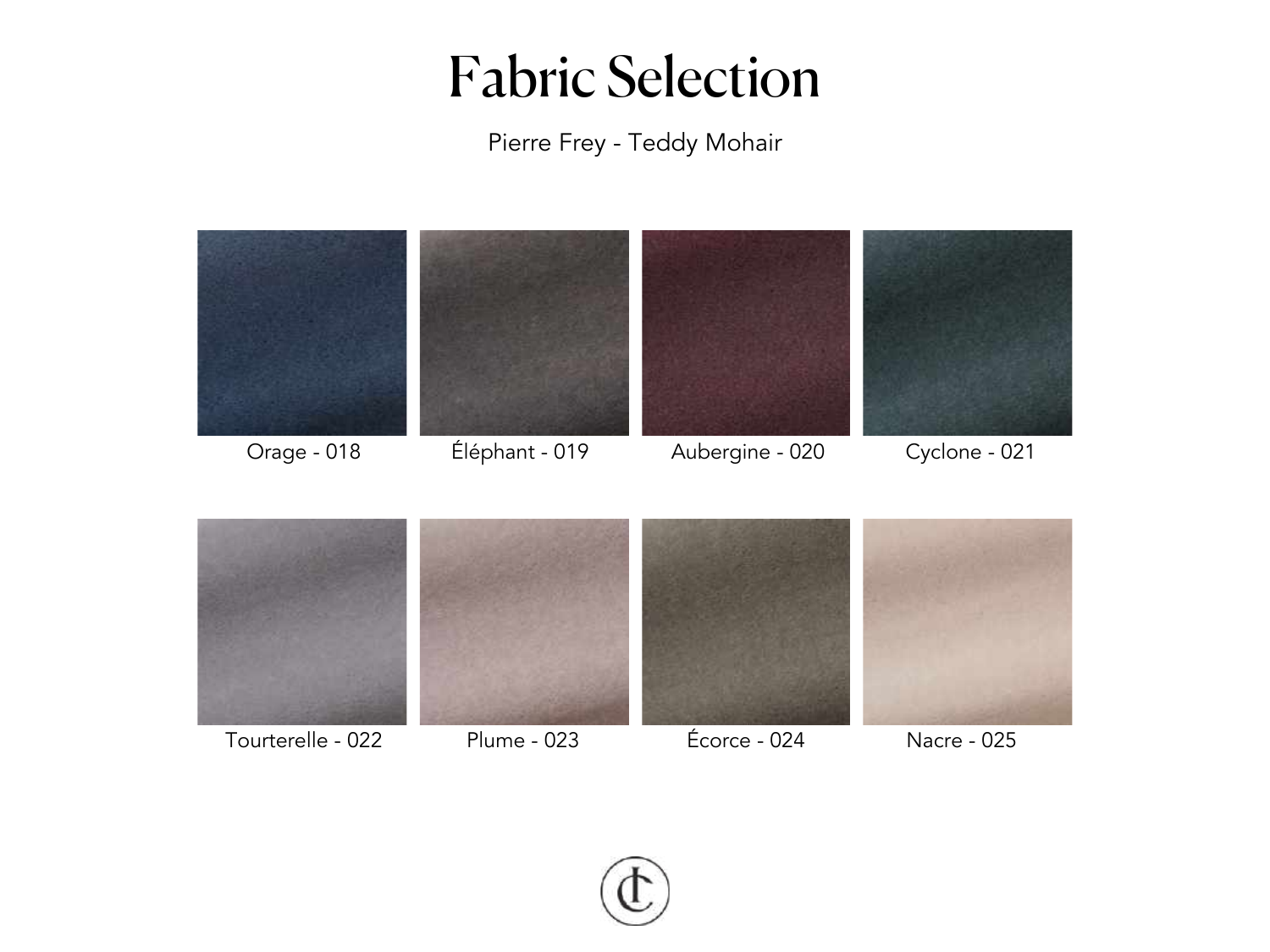# Fabric Selection

Pierre Frey - Teddy Mohair

Orage - 018

Éléphant - 019

Aubergine - 020

Cyclone - 021

Tourterelle - 022

Plume - 023

Écorce - 024

Nacre - 025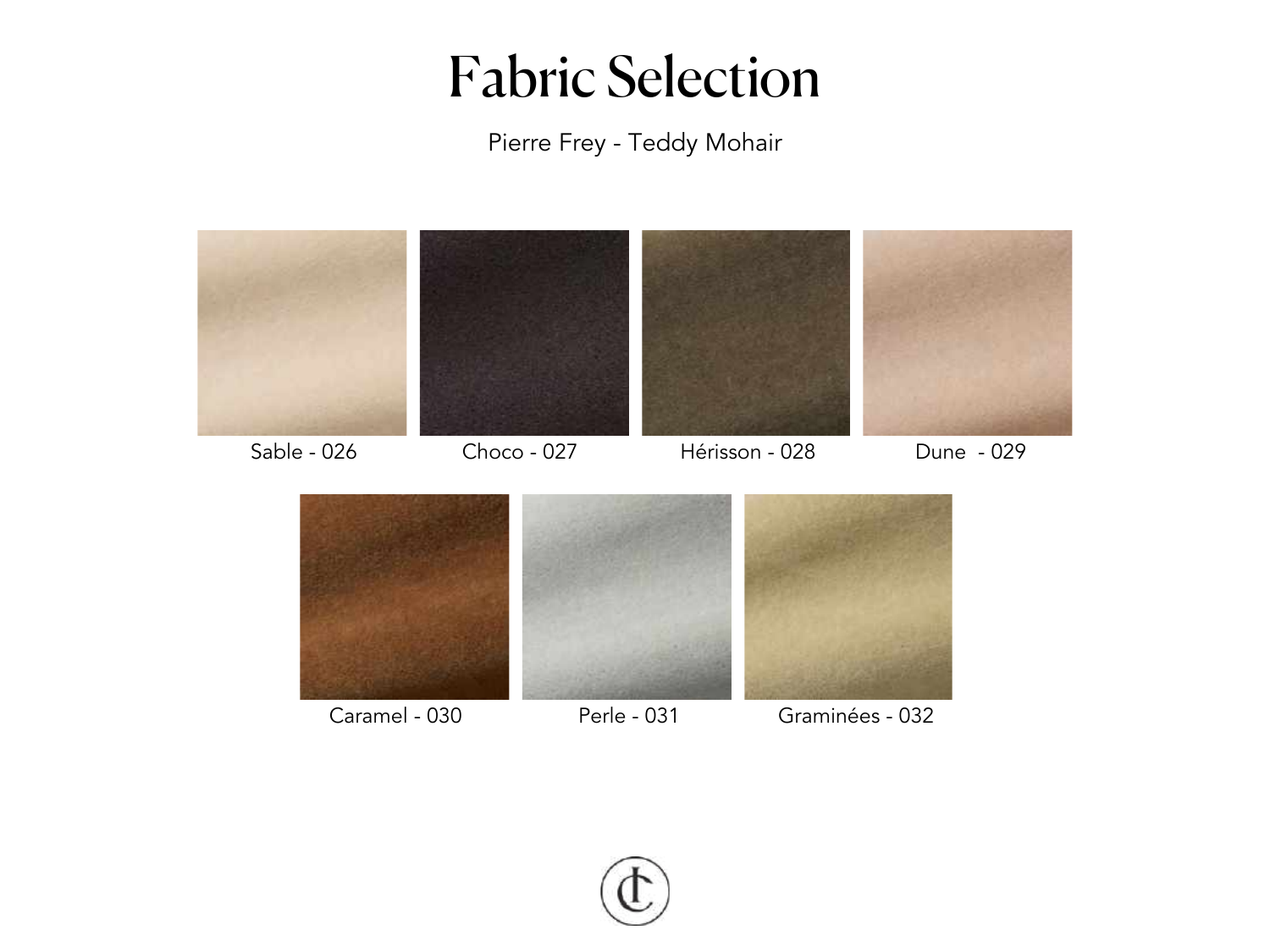# Fabric Selection

Pierre Frey - Teddy Mohair

Sable - 026

Choco - 027

Hérisson - 028

Dune  - 029

Caramel - 030

Perle - 031

Graminées - 032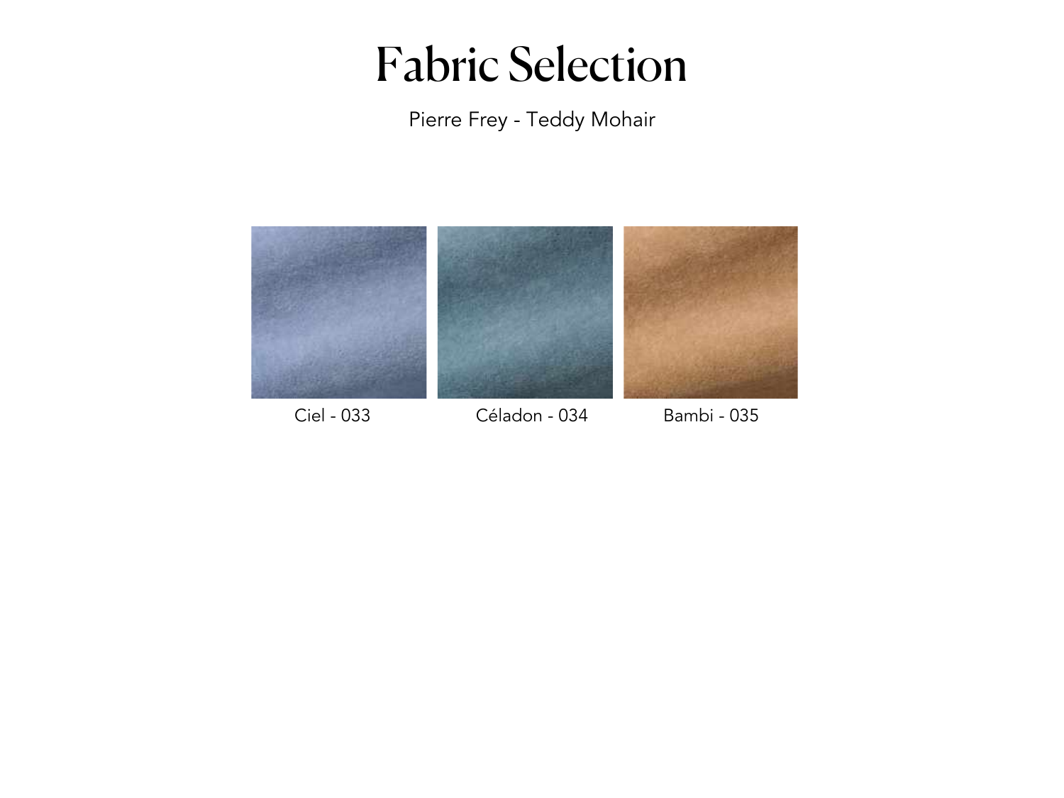# Fabric Selection

Pierre Frey - Teddy Mohair

Ciel - 033

Céladon - 034

Bambi - 035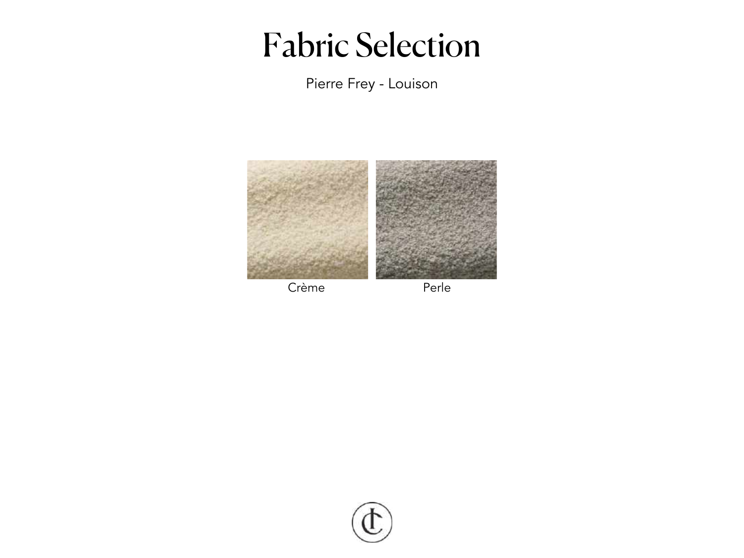# Fabric Selection

Pierre Frey - Louison

Crème

Perle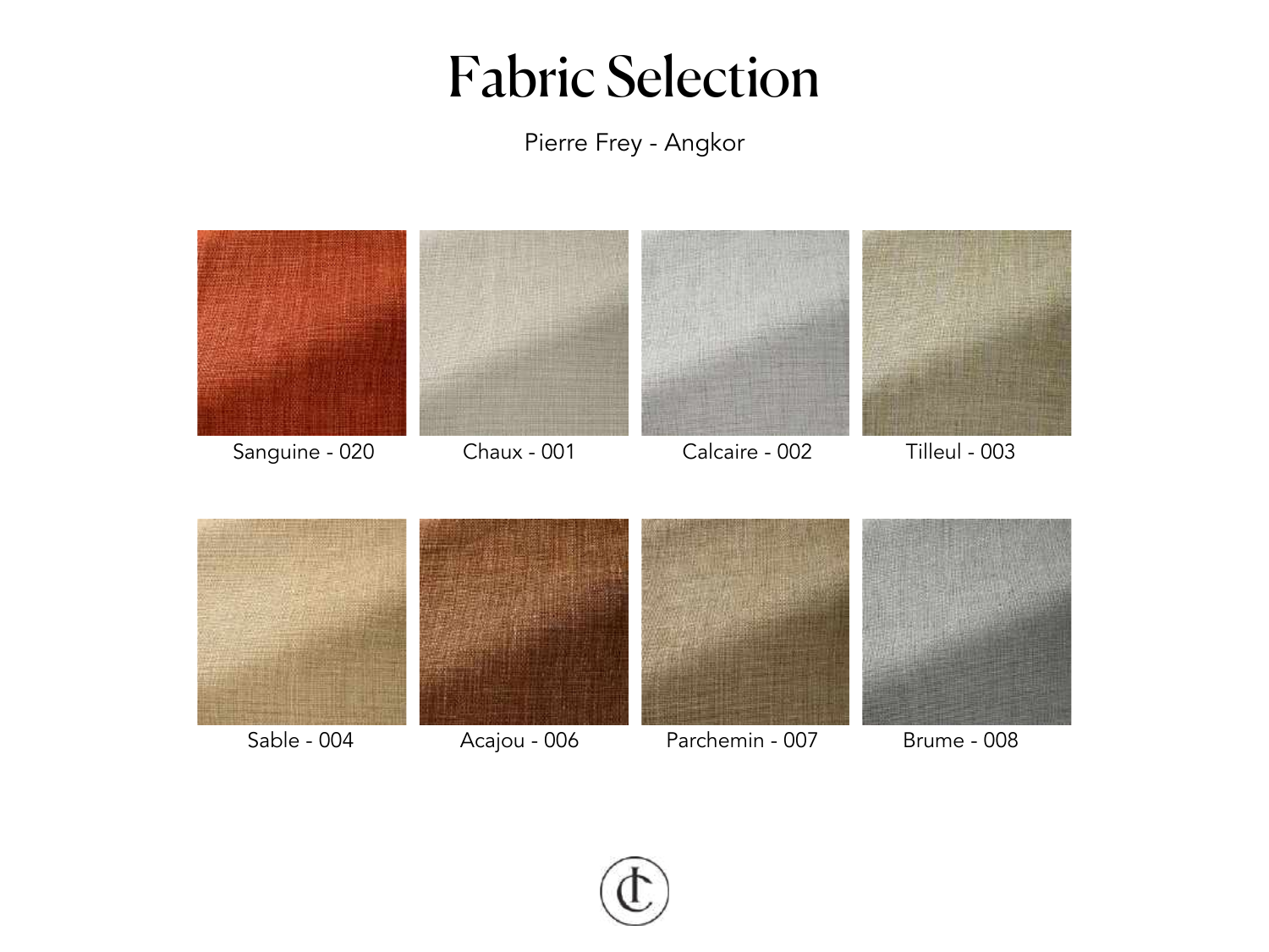# Fabric Selection

Pierre Frey - Angkor

Sanguine - 020

Chaux - 001

Calcaire - 002

Tilleul - 003

Sable - 004

Acajou - 006

Parchemin - 007

Brume - 008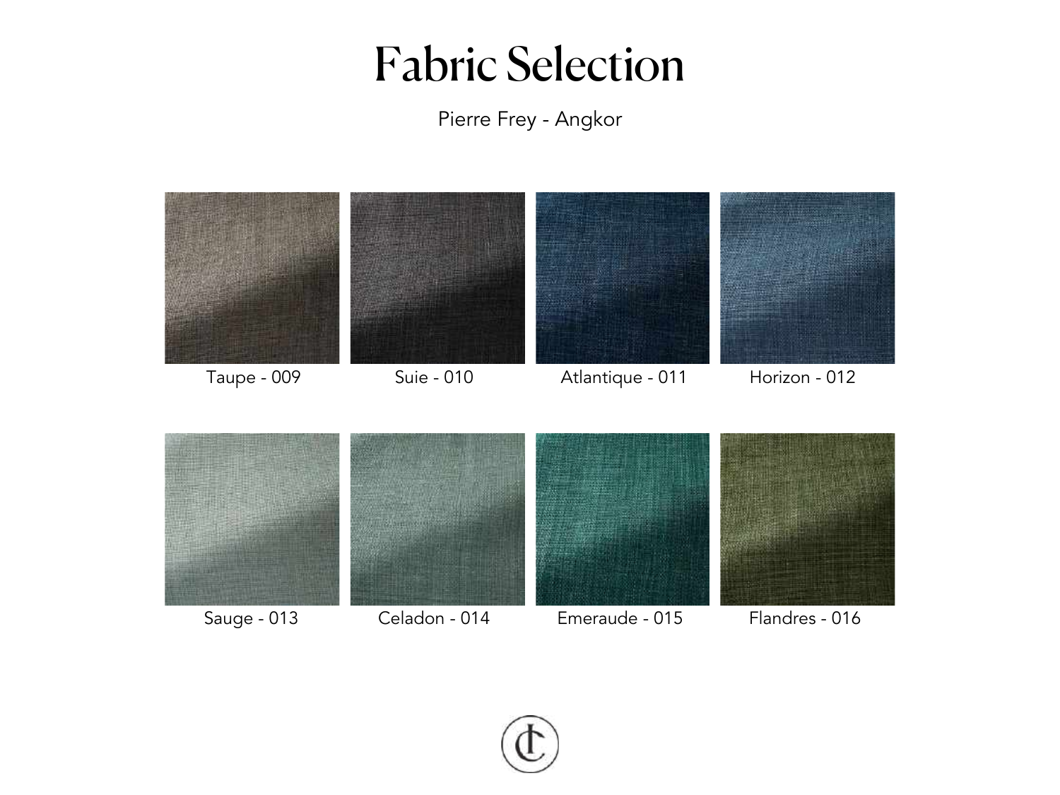# Fabric Selection

Pierre Frey - Angkor

Taupe - 009

Suie - 010

Atlantique - 011

Horizon - 012

Sauge - 013

Celadon - 014

Emeraude - 015

Flandres - 016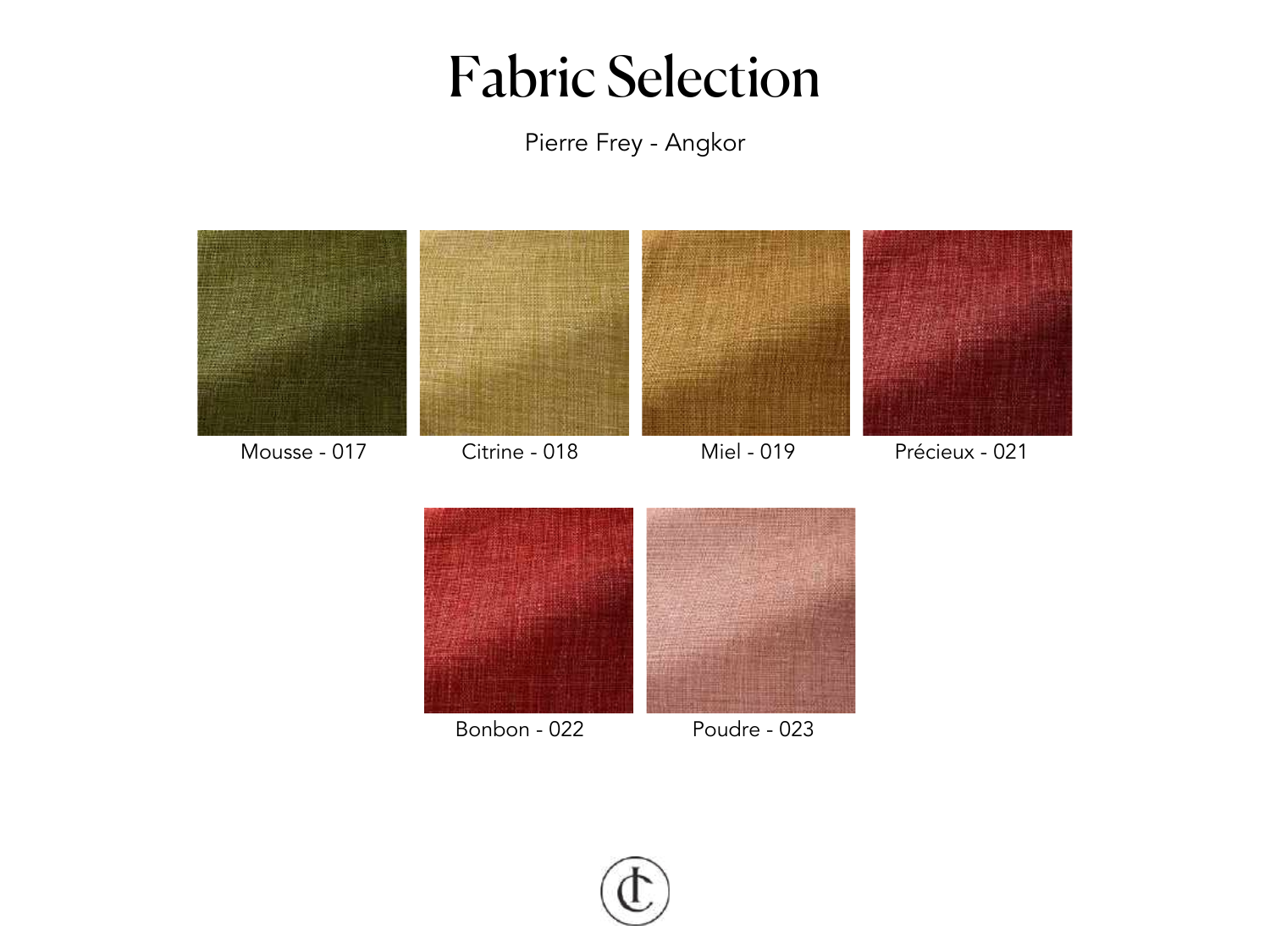# Fabric Selection

Pierre Frey - Angkor

Mousse - 017

Citrine - 018

Miel - 019

Précieux - 021

Bonbon - 022

Poudre - 023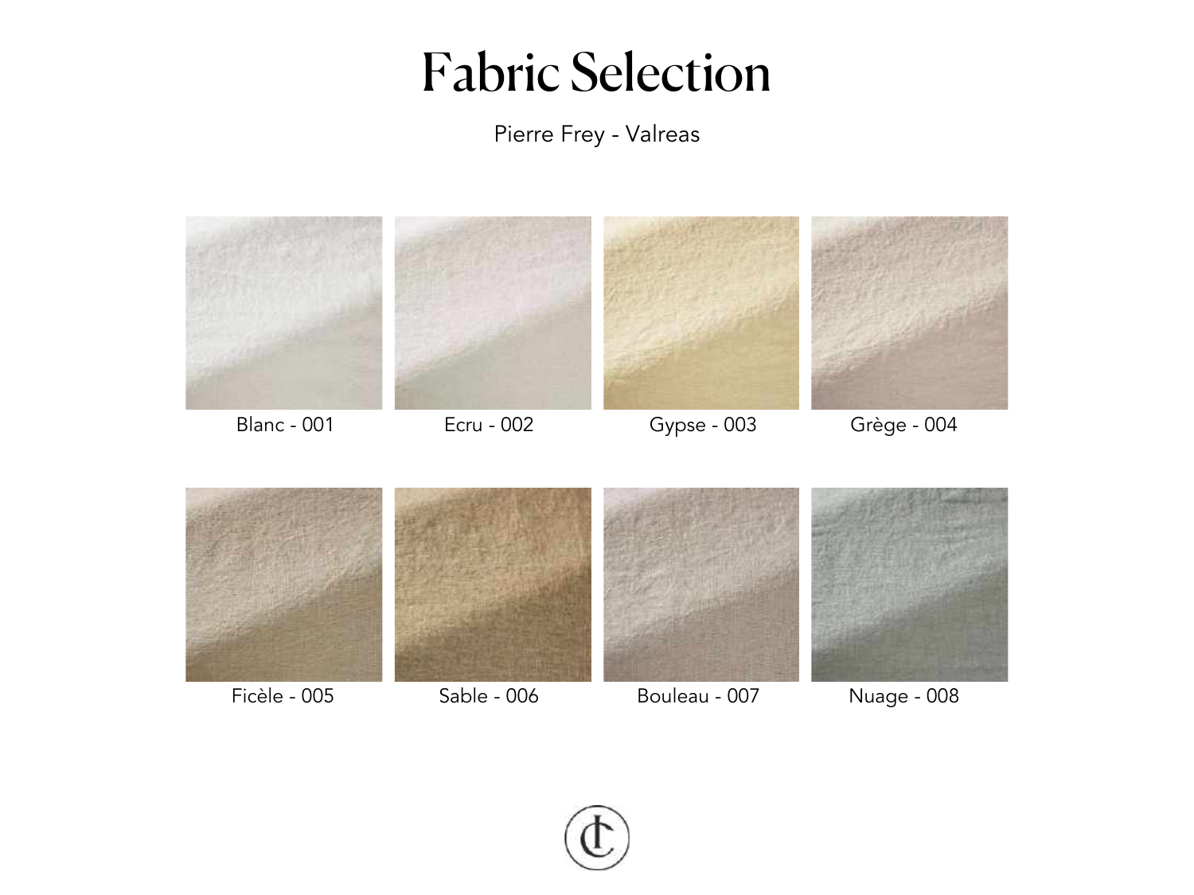# Fabric Selection

Pierre Frey - Valreas

Blanc - 001

Ecru - 002

Gypse - 003

Grège - 004

Ficèle - 005

Sable - 006

Bouleau - 007

Nuage - 008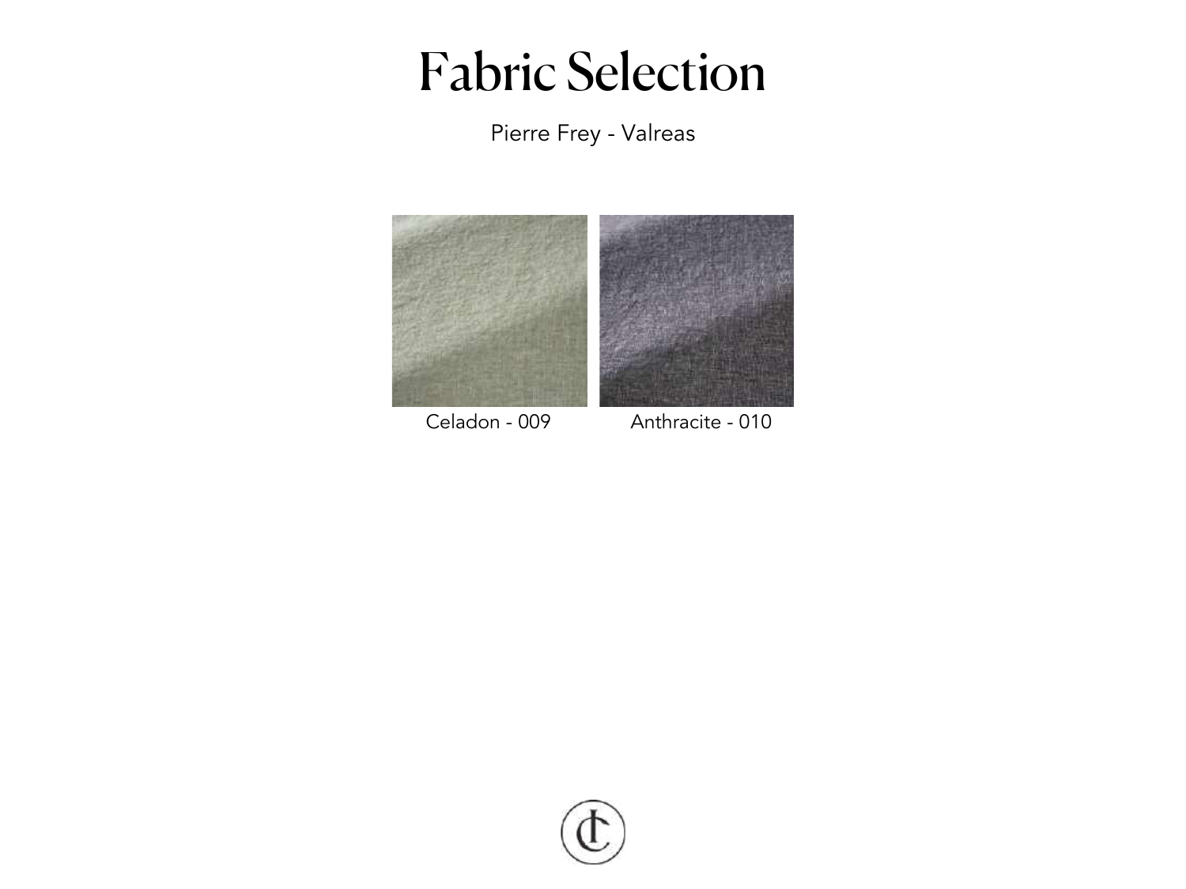# Fabric Selection

Pierre Frey - Valreas

Celadon - 009

Anthracite - 010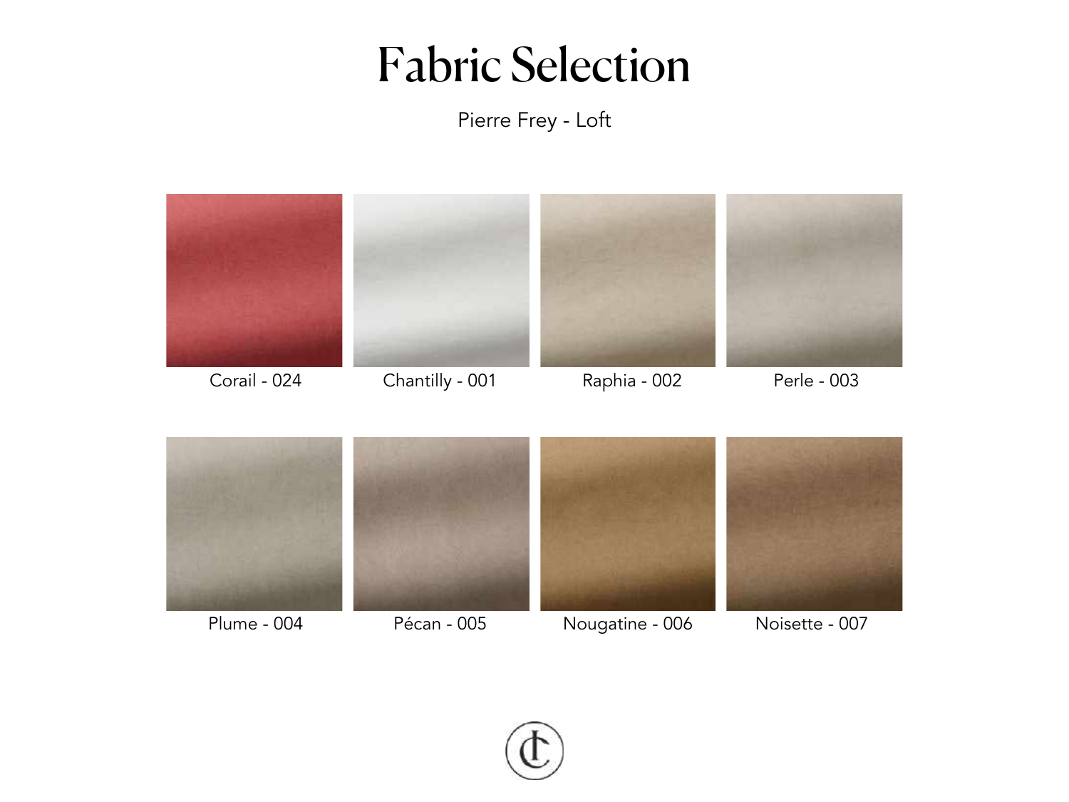# Fabric Selection

Pierre Frey - Loft

Corail - 024

Chantilly - 001

Raphia - 002

Perle - 003

Plume - 004

Pécan - 005

Nougatine - 006

Noisette - 007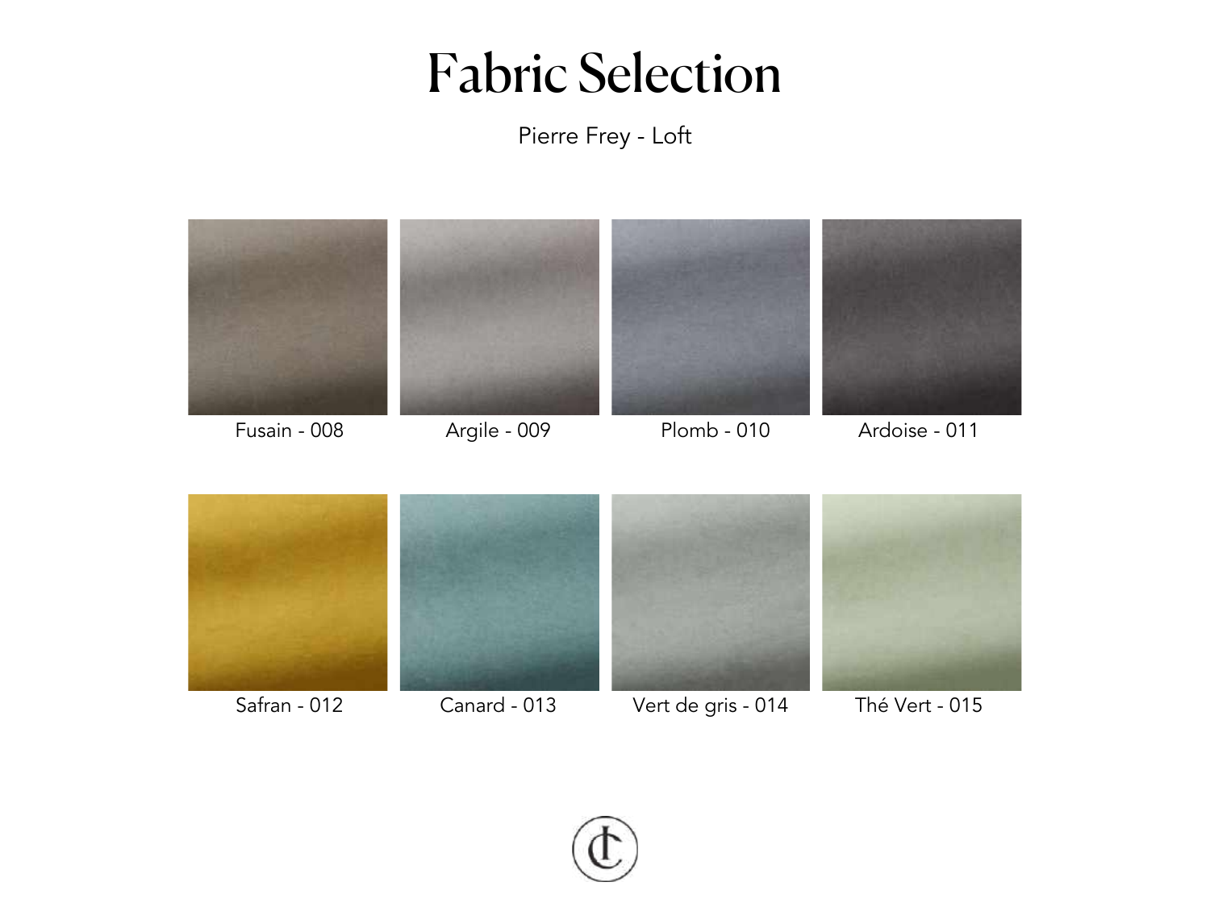# Fabric Selection

Pierre Frey - Loft

Fusain - 008

Argile - 009

Plomb - 010

Ardoise - 011

Safran - 012

Canard - 013

Vert de gris - 014

Thé Vert - 015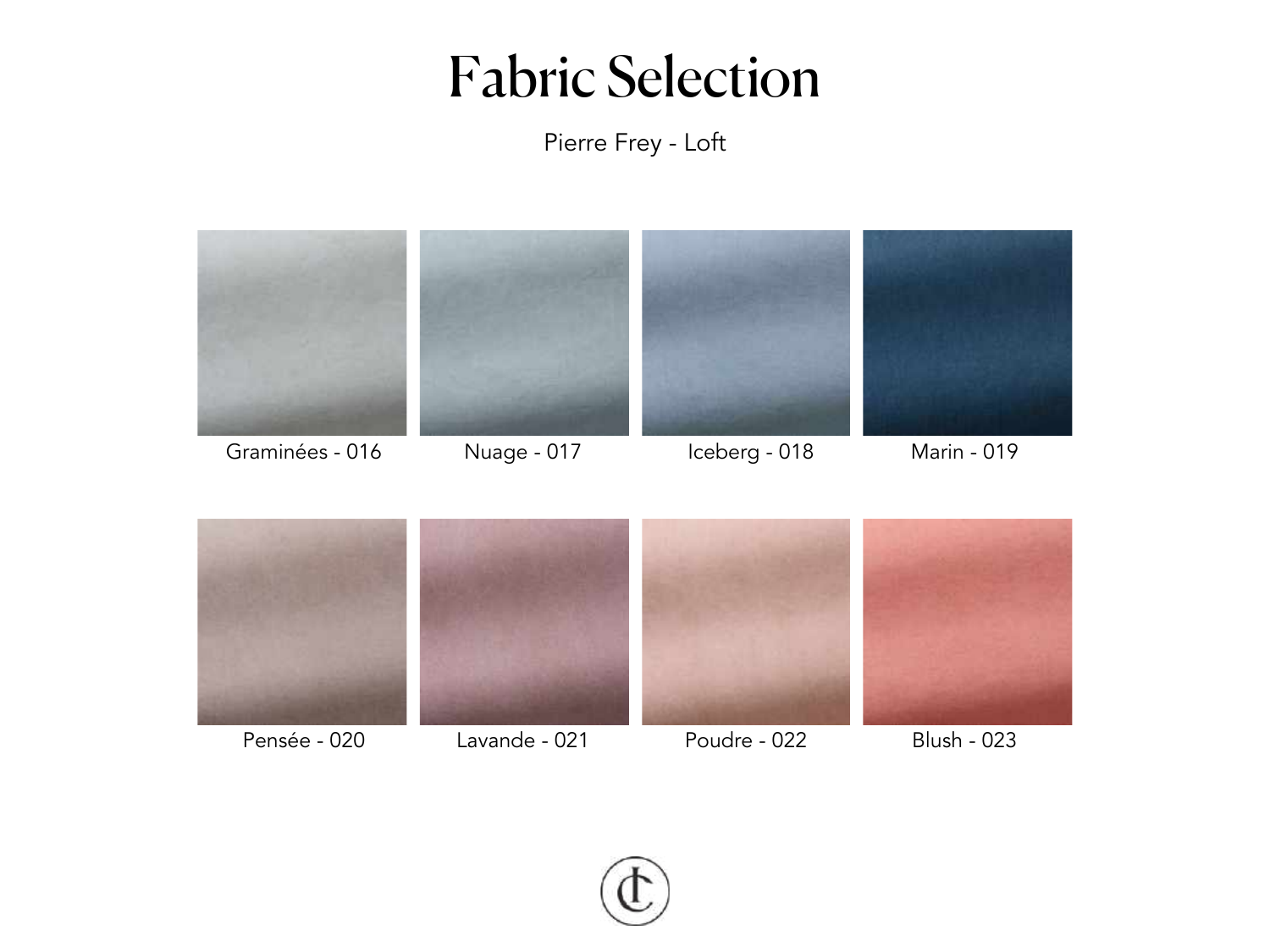# Fabric Selection

Pierre Frey - Loft

Graminées - 016

Nuage - 017

Iceberg - 018

Marin - 019

Pensée - 020

Lavande - 021

Poudre - 022

Blush - 023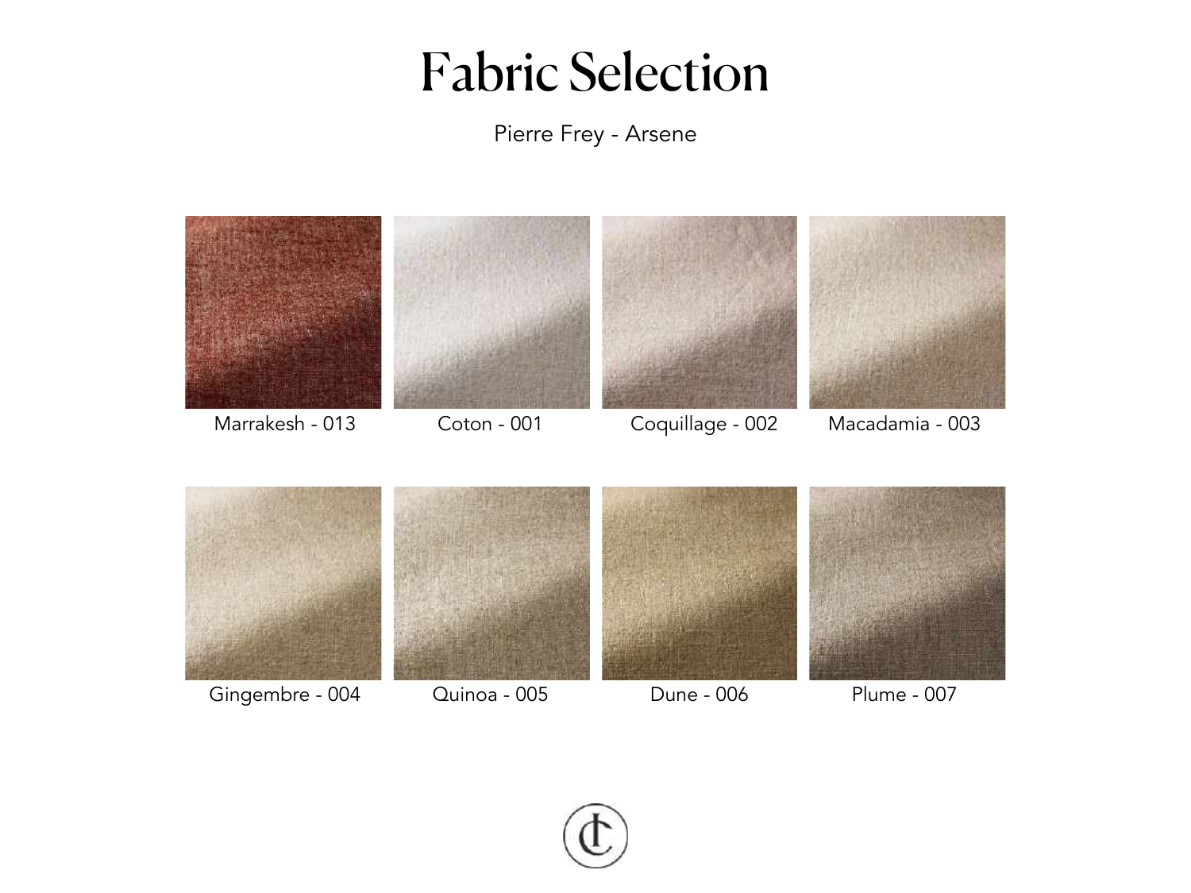# Fabric Selection

Pierre Frey - Arsene

Marrakesh - 013

Coton - 001

Coquillage - 002

Macadamia - 003

Gingembre - 004

Quinoa - 005

Dune - 006

Plume - 007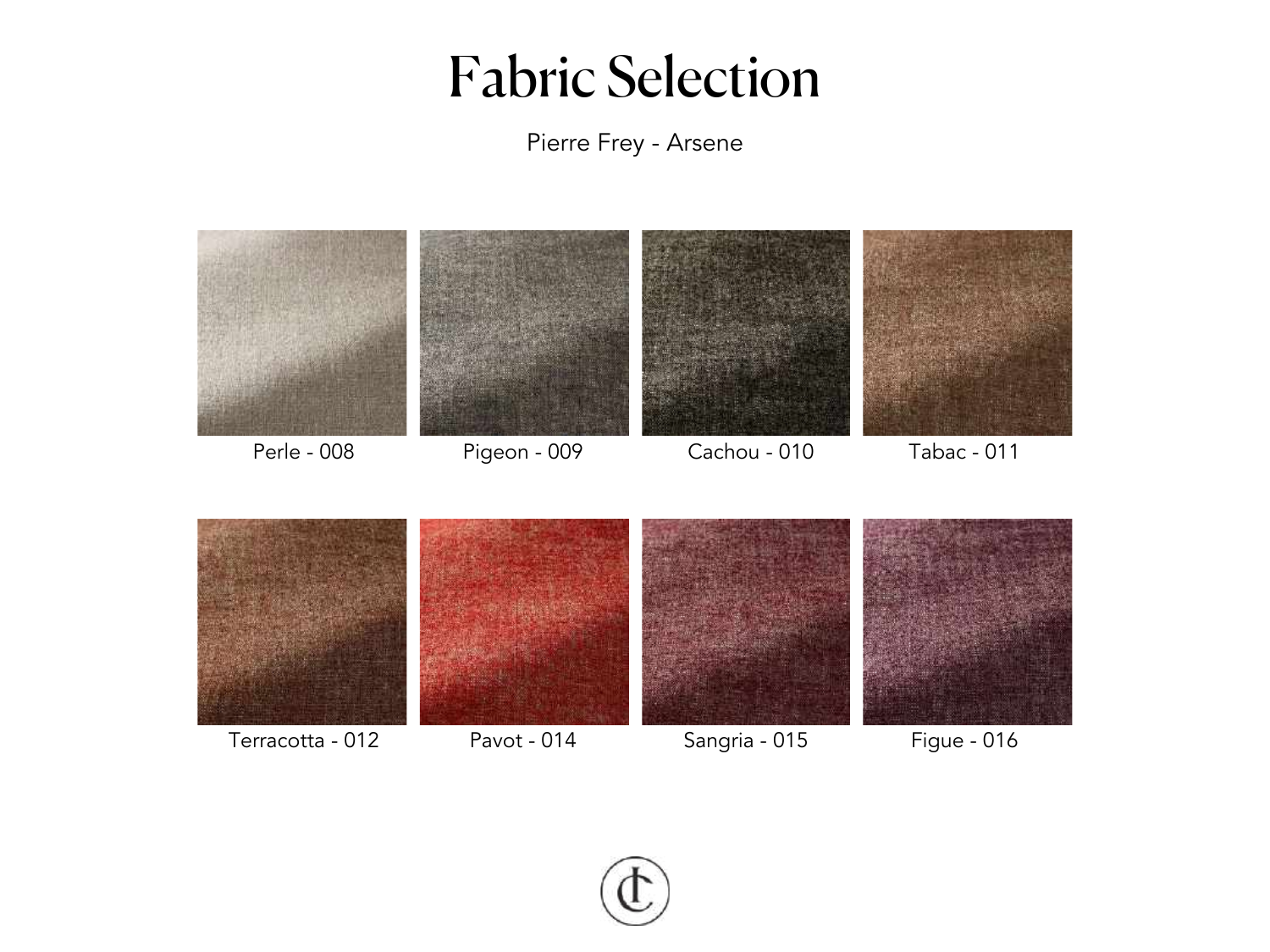# Fabric Selection

Pierre Frey - Arsene

Perle - 008

Pigeon - 009

Cachou - 010

Tabac - 011

Terracotta - 012

Pavot - 014

Sangria - 015

Figue - 016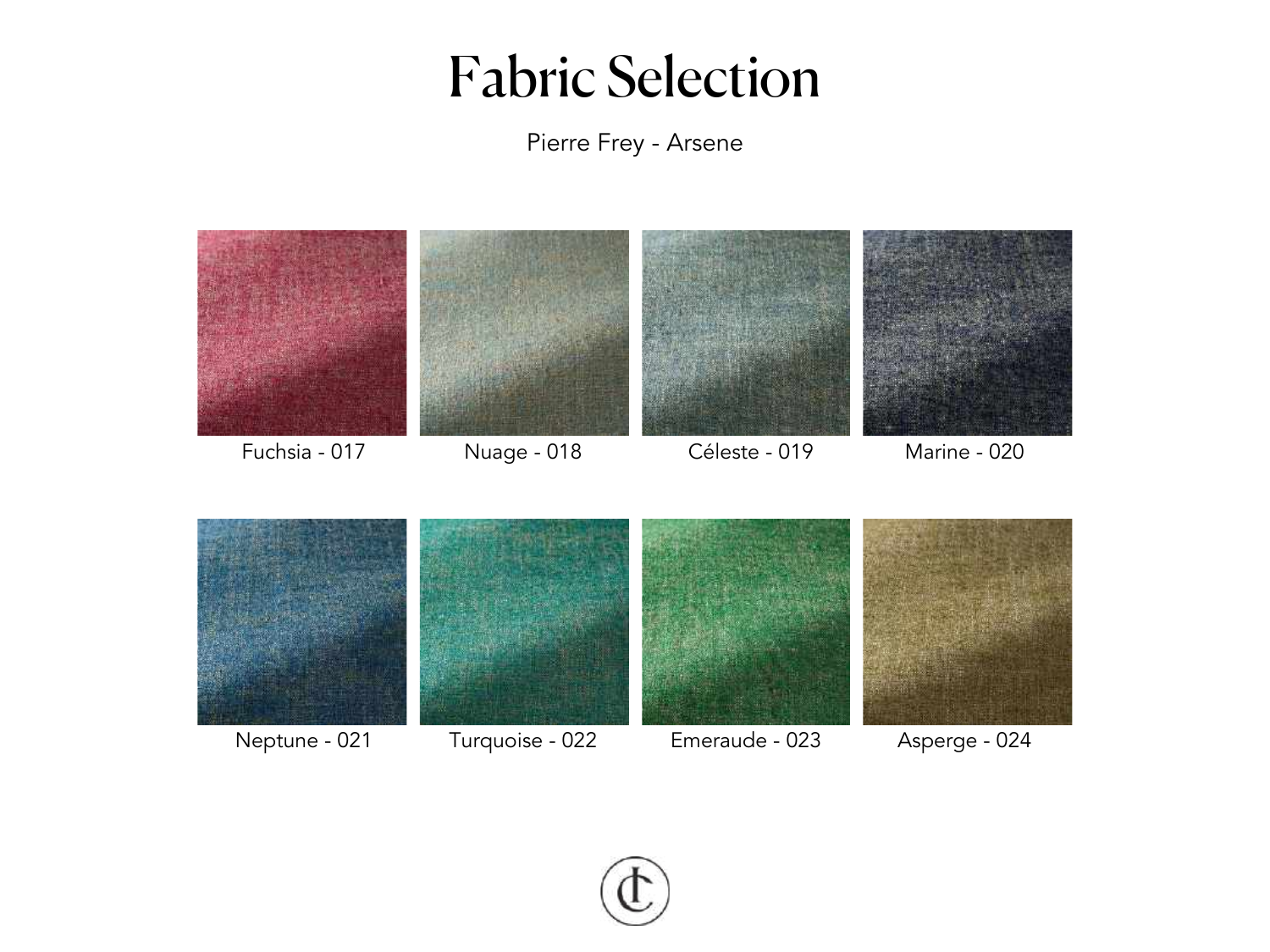# Fabric Selection

Pierre Frey - Arsene

Fuchsia - 017

Nuage - 018

Céleste - 019

Marine - 020

Neptune - 021

Turquoise - 022

Emeraude - 023

Asperge - 024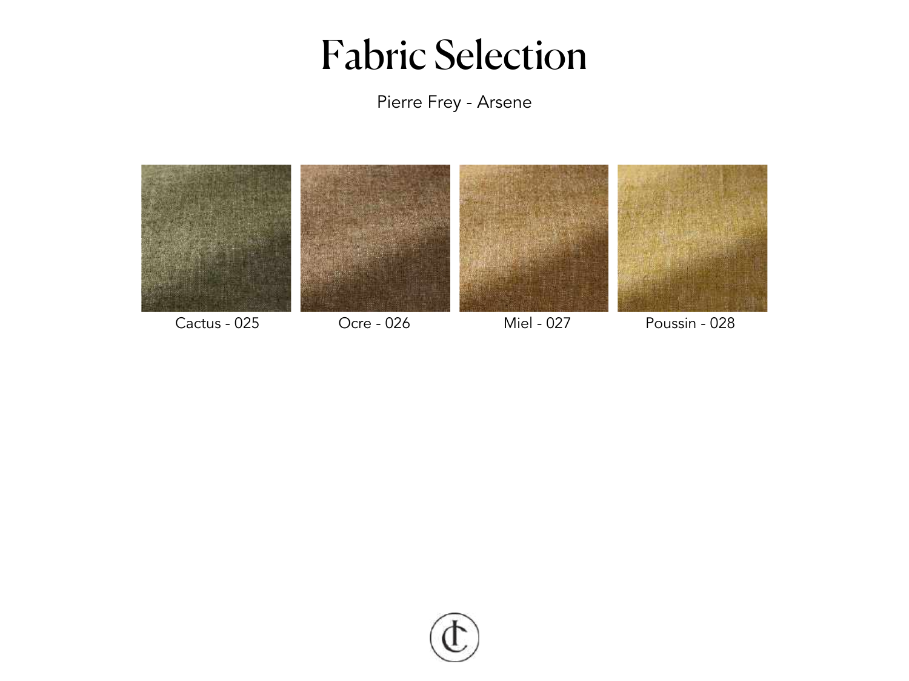# Fabric Selection

Pierre Frey - Arsene

Cactus - 025

Ocre - 026

Miel - 027

Poussin - 028